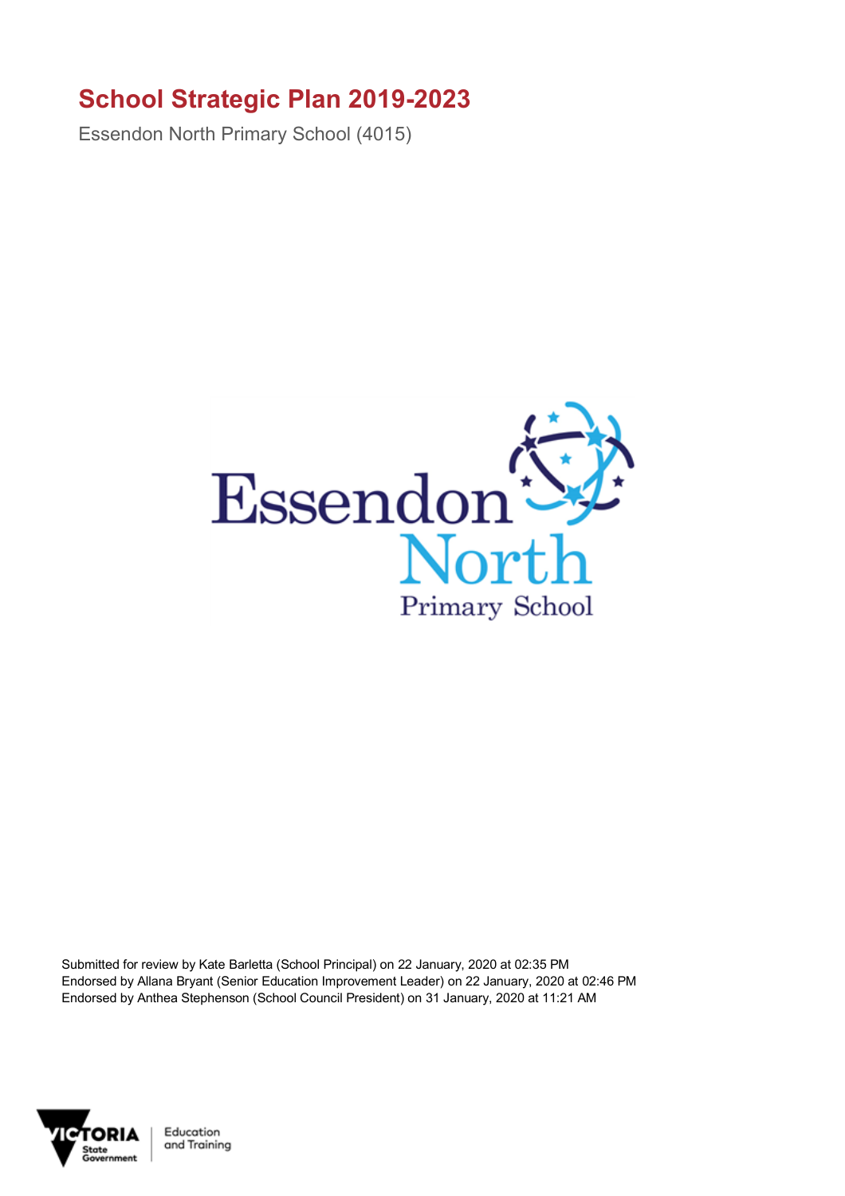# School Strategic Plan 2019-2023

Essendon North Primary School (4015)

Submitted for review by Kate Barletta (School Principal) on 22 January, 2020 at 02:35 PM
Endorsed by Allana Bryant (Senior Education Improvement Leader) on 22 January, 2020 at 02:46 PM
Endorsed by Anthea Stephenson (School Council President) on 31 January, 2020 at 11:21 AM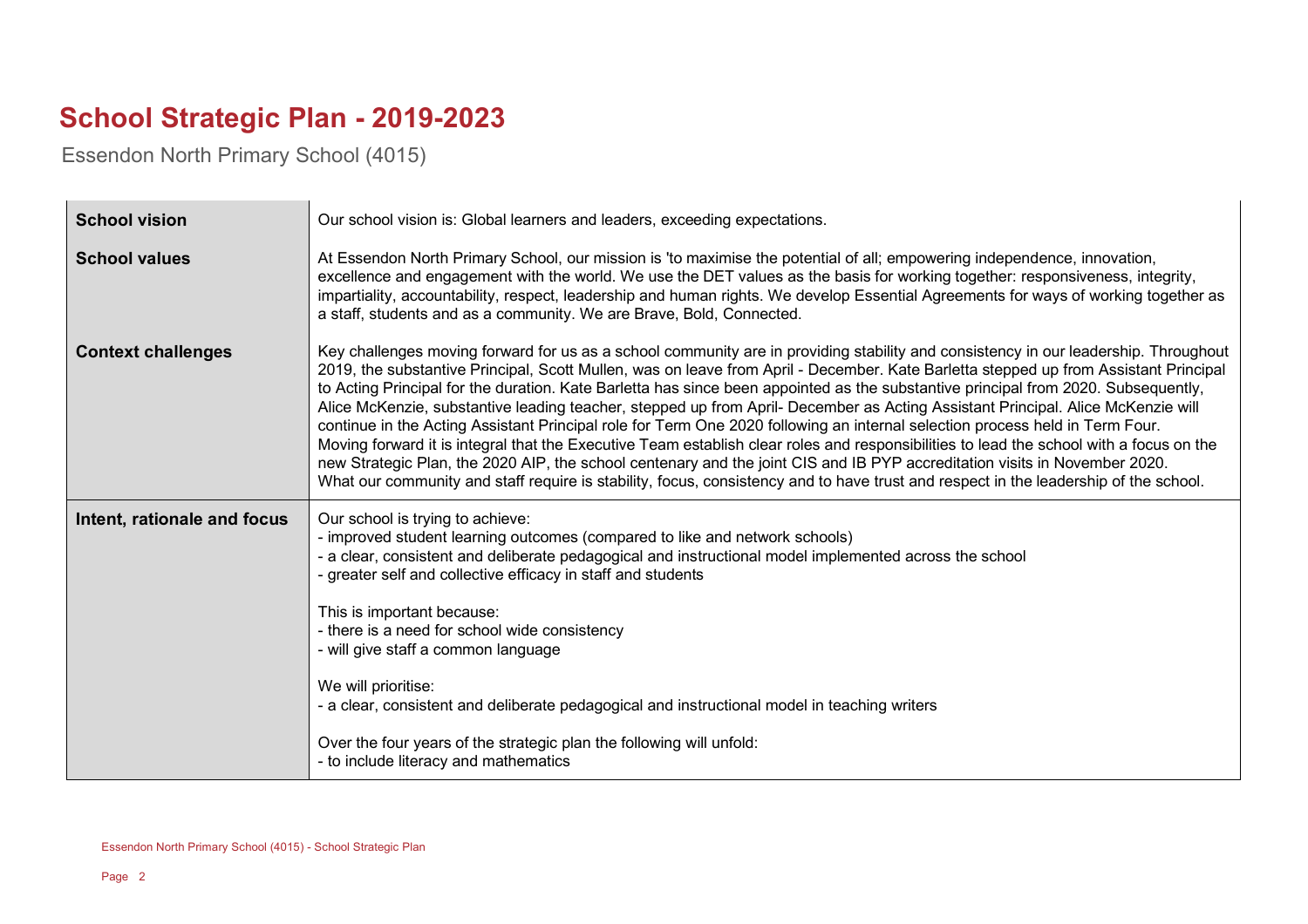# School Strategic Plan - 2019-2023

Essendon North Primary School (4015)

| | |
|---|---|
| **School vision** | Our school vision is: Global learners and leaders, exceeding expectations. |
| **School values** | At Essendon North Primary School, our mission is 'to maximise the potential of all; empowering independence, innovation, excellence and engagement with the world. We use the DET values as the basis for working together: responsiveness, integrity, impartiality, accountability, respect, leadership and human rights. We develop Essential Agreements for ways of working together as a staff, students and as a community. We are Brave, Bold, Connected. |
| **Context challenges** | Key challenges moving forward for us as a school community are in providing stability and consistency in our leadership. Throughout 2019, the substantive Principal, Scott Mullen, was on leave from April - December. Kate Barletta stepped up from Assistant Principal to Acting Principal for the duration. Kate Barletta has since been appointed as the substantive principal from 2020. Subsequently, Alice McKenzie, substantive leading teacher, stepped up from April- December as Acting Assistant Principal. Alice McKenzie will continue in the Acting Assistant Principal role for Term One 2020 following an internal selection process held in Term Four.<br>Moving forward it is integral that the Executive Team establish clear roles and responsibilities to lead the school with a focus on the new Strategic Plan, the 2020 AIP, the school centenary and the joint CIS and IB PYP accreditation visits in November 2020.<br>What our community and staff require is stability, focus, consistency and to have trust and respect in the leadership of the school. |
| **Intent, rationale and focus** | Our school is trying to achieve:<br>- improved student learning outcomes (compared to like and network schools)<br>- a clear, consistent and deliberate pedagogical and instructional model implemented across the school<br>- greater self and collective efficacy in staff and students<br><br>This is important because:<br>- there is a need for school wide consistency<br>- will give staff a common language<br><br>We will prioritise:<br>- a clear, consistent and deliberate pedagogical and instructional model in teaching writers<br><br>Over the four years of the strategic plan the following will unfold:<br>- to include literacy and mathematics |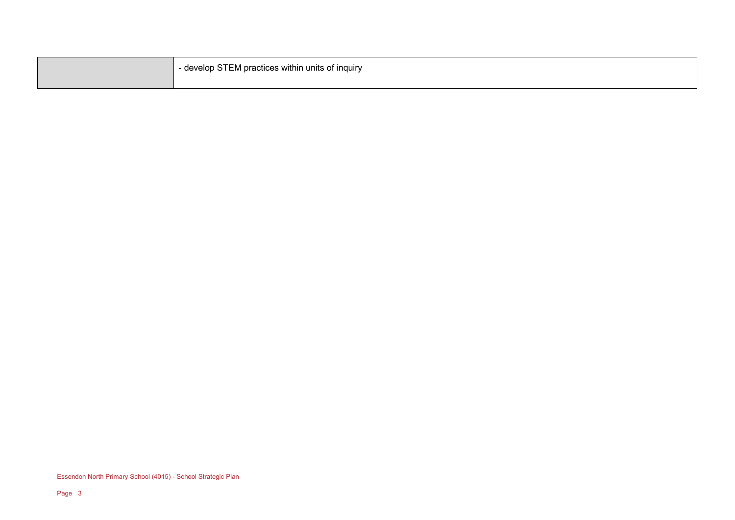| | |
|---|---|
| | - develop STEM practices within units of inquiry |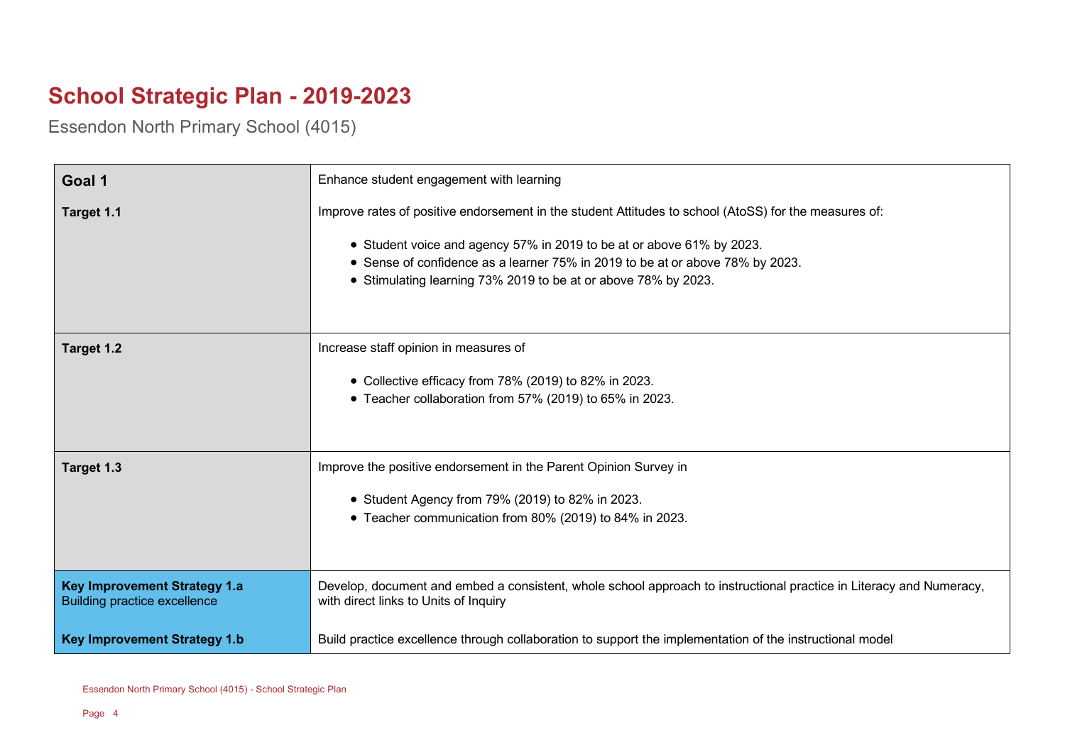# School Strategic Plan - 2019-2023

Essendon North Primary School (4015)

| | |
|---|---|
| **Goal 1** | Enhance student engagement with learning |
| **Target 1.1** | Improve rates of positive endorsement in the student Attitudes to school (AtoSS) for the measures of:<br><br>• Student voice and agency 57% in 2019 to be at or above 61% by 2023.<br>• Sense of confidence as a learner 75% in 2019 to be at or above 78% by 2023.<br>• Stimulating learning 73% 2019 to be at or above 78% by 2023. |
| **Target 1.2** | Increase staff opinion in measures of<br><br>• Collective efficacy from 78% (2019) to 82% in 2023.<br>• Teacher collaboration from 57% (2019) to 65% in 2023. |
| **Target 1.3** | Improve the positive endorsement in the Parent Opinion Survey in<br><br>• Student Agency from 79% (2019) to 82% in 2023.<br>• Teacher communication from 80% (2019) to 84% in 2023. |
| **Key Improvement Strategy 1.a**<br>Building practice excellence | Develop, document and embed a consistent, whole school approach to instructional practice in Literacy and Numeracy, with direct links to Units of Inquiry |
| **Key Improvement Strategy 1.b** | Build practice excellence through collaboration to support the implementation of the instructional model |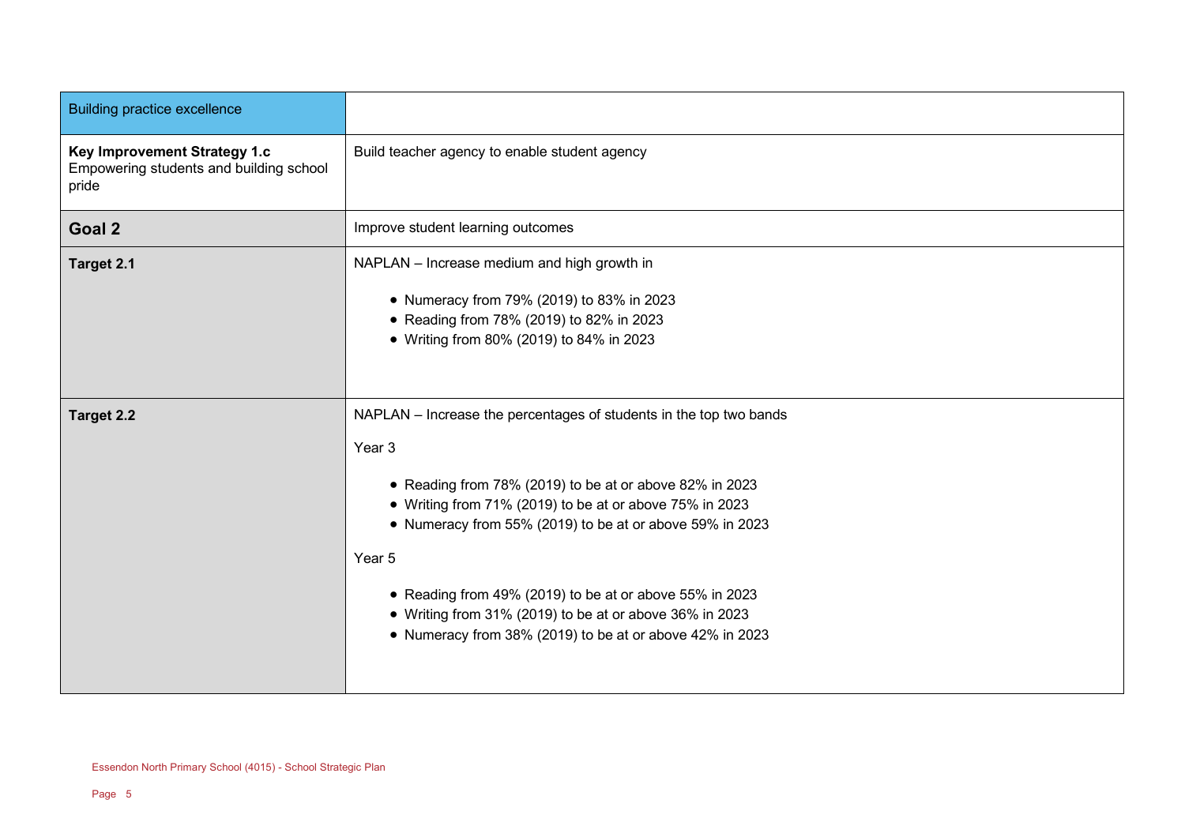| Building practice excellence | |
|---|---|
| **Key Improvement Strategy 1.c** Empowering students and building school pride | Build teacher agency to enable student agency |
| **Goal 2** | Improve student learning outcomes |
| **Target 2.1** | NAPLAN – Increase medium and high growth in<br><br>• Numeracy from 79% (2019) to 83% in 2023<br>• Reading from 78% (2019) to 82% in 2023<br>• Writing from 80% (2019) to 84% in 2023 |
| **Target 2.2** | NAPLAN – Increase the percentages of students in the top two bands<br><br>Year 3<br><br>• Reading from 78% (2019) to be at or above 82% in 2023<br>• Writing from 71% (2019) to be at or above 75% in 2023<br>• Numeracy from 55% (2019) to be at or above 59% in 2023<br><br>Year 5<br><br>• Reading from 49% (2019) to be at or above 55% in 2023<br>• Writing from 31% (2019) to be at or above 36% in 2023<br>• Numeracy from 38% (2019) to be at or above 42% in 2023 |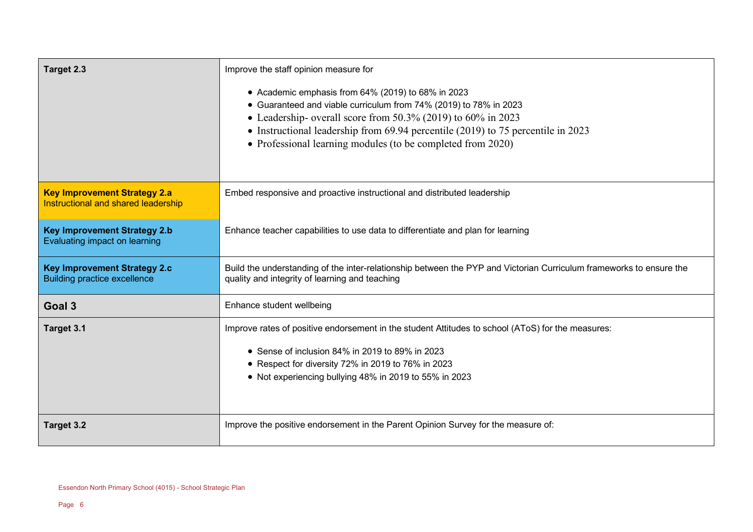| | |
|---|---|
| **Target 2.3** | Improve the staff opinion measure for<br><br>• Academic emphasis from 64% (2019) to 68% in 2023<br>• Guaranteed and viable curriculum from 74% (2019) to 78% in 2023<br>• Leadership- overall score from 50.3% (2019) to 60% in 2023<br>• Instructional leadership from 69.94 percentile (2019) to 75 percentile in 2023<br>• Professional learning modules (to be completed from 2020) |
| **Key Improvement Strategy 2.a**<br>Instructional and shared leadership | Embed responsive and proactive instructional and distributed leadership |
| **Key Improvement Strategy 2.b**<br>Evaluating impact on learning | Enhance teacher capabilities to use data to differentiate and plan for learning |
| **Key Improvement Strategy 2.c**<br>Building practice excellence | Build the understanding of the inter-relationship between the PYP and Victorian Curriculum frameworks to ensure the quality and integrity of learning and teaching |
| **Goal 3** | Enhance student wellbeing |
| **Target 3.1** | Improve rates of positive endorsement in the student Attitudes to school (AToS) for the measures:<br><br>• Sense of inclusion 84% in 2019 to 89% in 2023<br>• Respect for diversity 72% in 2019 to 76% in 2023<br>• Not experiencing bullying 48% in 2019 to 55% in 2023 |
| **Target 3.2** | Improve the positive endorsement in the Parent Opinion Survey for the measure of: |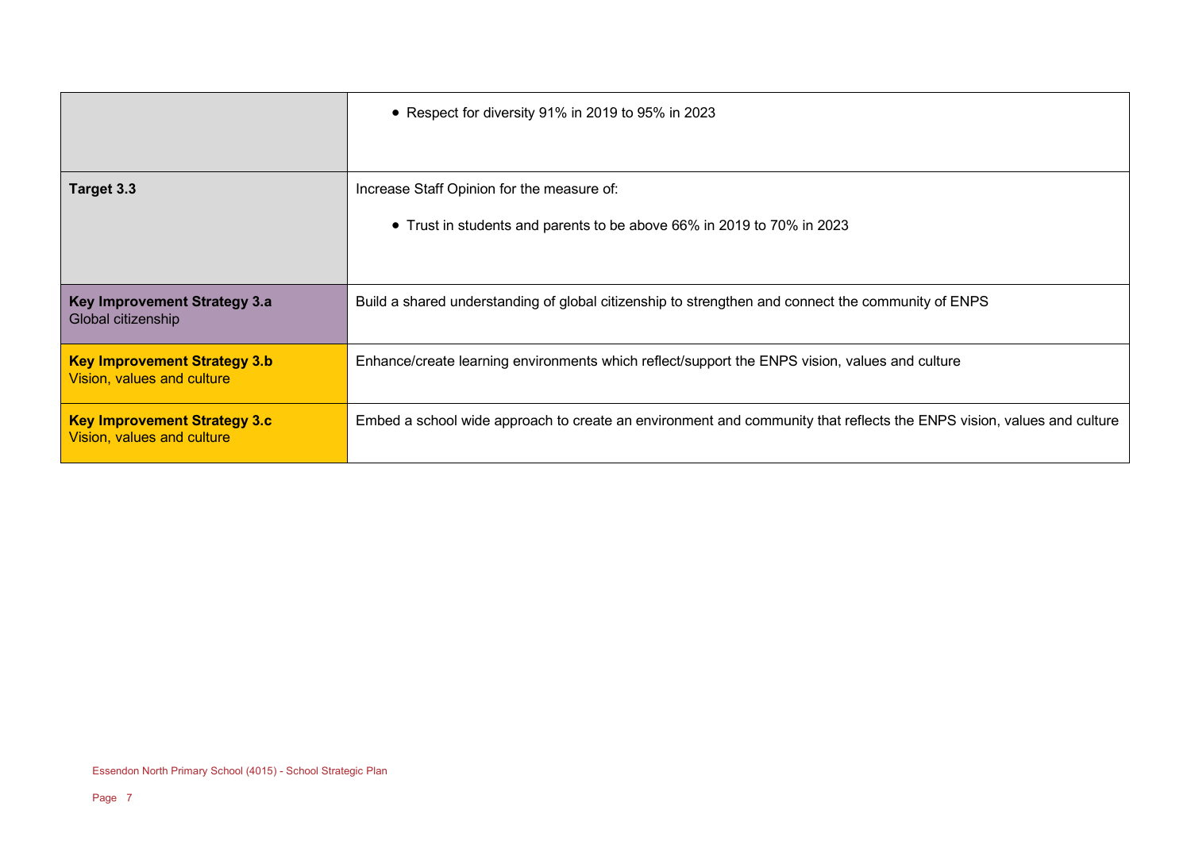| | |
|---|---|
| | • Respect for diversity 91% in 2019 to 95% in 2023 |
| **Target 3.3** | Increase Staff Opinion for the measure of:<br><br>• Trust in students and parents to be above 66% in 2019 to 70% in 2023 |
| **Key Improvement Strategy 3.a**<br>Global citizenship | Build a shared understanding of global citizenship to strengthen and connect the community of ENPS |
| **Key Improvement Strategy 3.b**<br>Vision, values and culture | Enhance/create learning environments which reflect/support the ENPS vision, values and culture |
| **Key Improvement Strategy 3.c**<br>Vision, values and culture | Embed a school wide approach to create an environment and community that reflects the ENPS vision, values and culture |